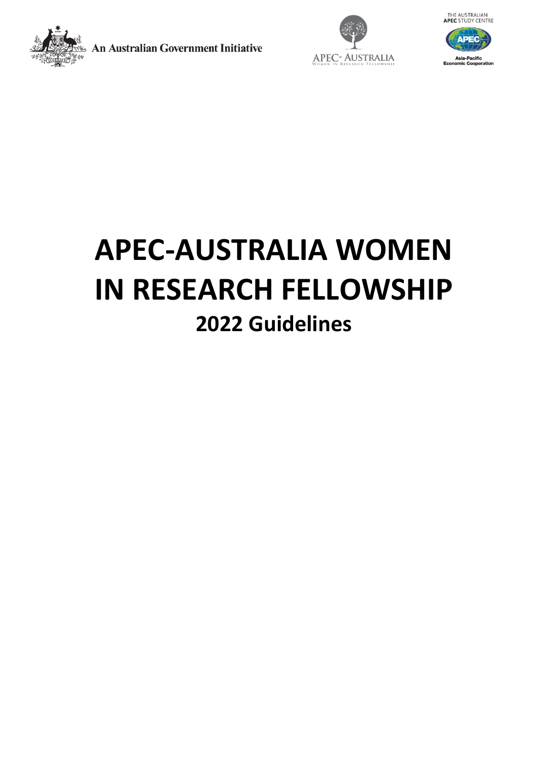An Australian Government Initiative

APEC-AUSTRALIA WOMEN IN RESEARCH FELLOWSHIP

THE AUSTRALIAN APEC STUDY CENTRE

Asia-Pacific Economic Cooperation

# APEC-AUSTRALIA WOMEN IN RESEARCH FELLOWSHIP

## 2022 Guidelines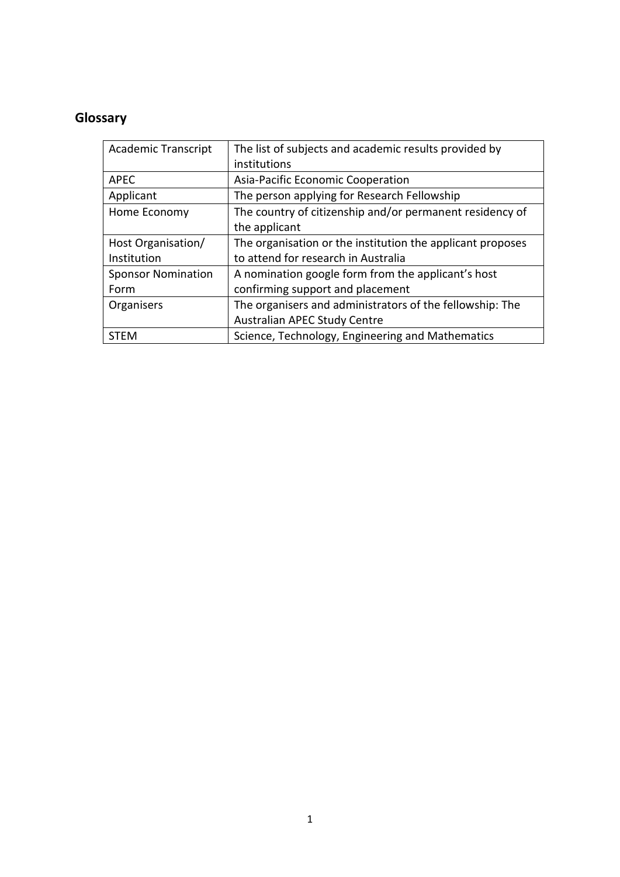## Glossary

| Academic Transcript | The list of subjects and academic results provided by institutions |
|---|---|
| APEC | Asia-Pacific Economic Cooperation |
| Applicant | The person applying for Research Fellowship |
| Home Economy | The country of citizenship and/or permanent residency of the applicant |
| Host Organisation/ Institution | The organisation or the institution the applicant proposes to attend for research in Australia |
| Sponsor Nomination Form | A nomination google form from the applicant's host confirming support and placement |
| Organisers | The organisers and administrators of the fellowship: The Australian APEC Study Centre |
| STEM | Science, Technology, Engineering and Mathematics |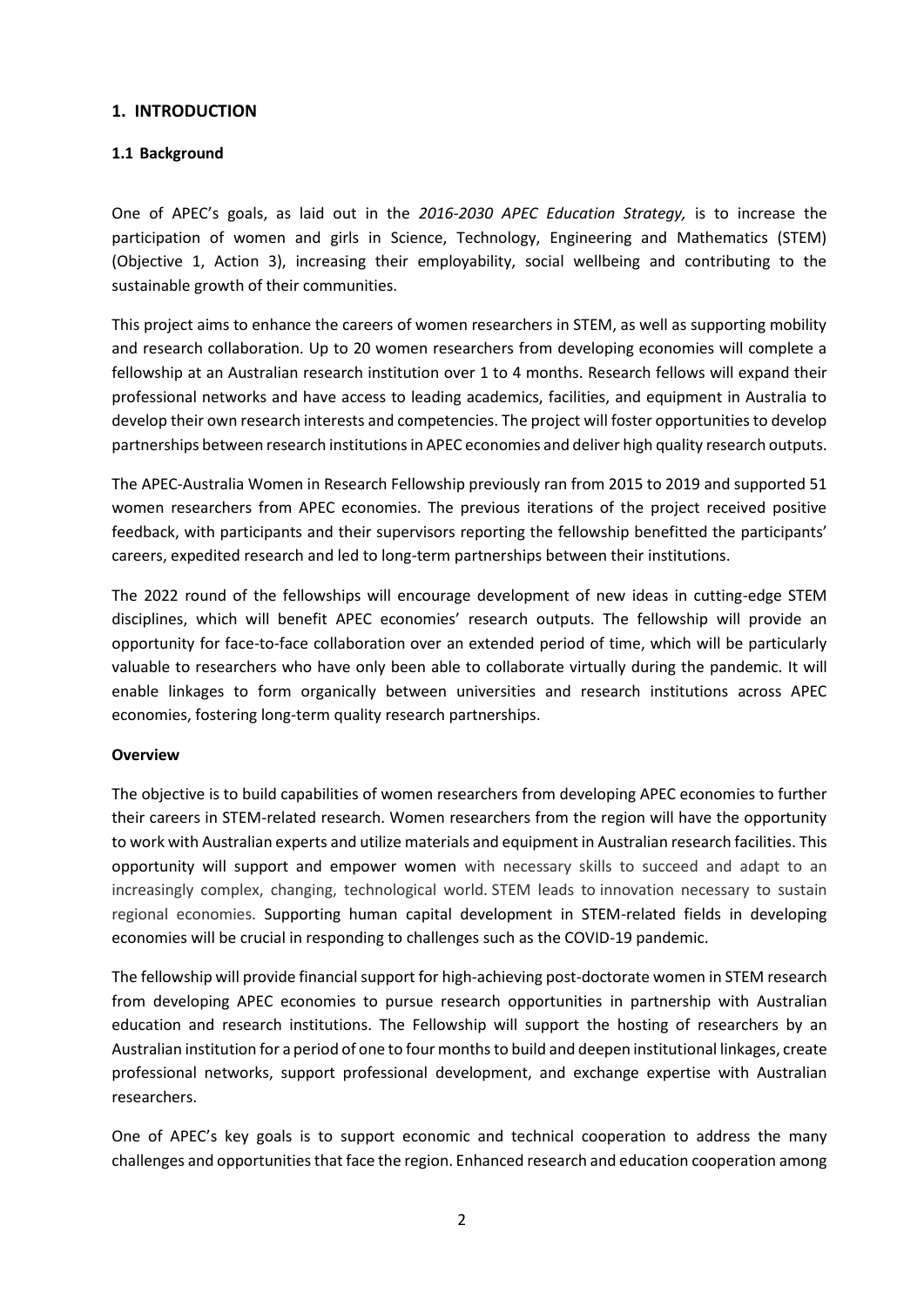## 1. INTRODUCTION

### 1.1 Background

One of APEC's goals, as laid out in the *2016-2030 APEC Education Strategy,* is to increase the participation of women and girls in Science, Technology, Engineering and Mathematics (STEM) (Objective 1, Action 3), increasing their employability, social wellbeing and contributing to the sustainable growth of their communities.

This project aims to enhance the careers of women researchers in STEM, as well as supporting mobility and research collaboration. Up to 20 women researchers from developing economies will complete a fellowship at an Australian research institution over 1 to 4 months. Research fellows will expand their professional networks and have access to leading academics, facilities, and equipment in Australia to develop their own research interests and competencies. The project will foster opportunities to develop partnerships between research institutions in APEC economies and deliver high quality research outputs.

The APEC-Australia Women in Research Fellowship previously ran from 2015 to 2019 and supported 51 women researchers from APEC economies. The previous iterations of the project received positive feedback, with participants and their supervisors reporting the fellowship benefitted the participants' careers, expedited research and led to long-term partnerships between their institutions.

The 2022 round of the fellowships will encourage development of new ideas in cutting-edge STEM disciplines, which will benefit APEC economies' research outputs. The fellowship will provide an opportunity for face-to-face collaboration over an extended period of time, which will be particularly valuable to researchers who have only been able to collaborate virtually during the pandemic. It will enable linkages to form organically between universities and research institutions across APEC economies, fostering long-term quality research partnerships.

**Overview**

The objective is to build capabilities of women researchers from developing APEC economies to further their careers in STEM-related research. Women researchers from the region will have the opportunity to work with Australian experts and utilize materials and equipment in Australian research facilities. This opportunity will support and empower women with necessary skills to succeed and adapt to an increasingly complex, changing, technological world. STEM leads to innovation necessary to sustain regional economies. Supporting human capital development in STEM-related fields in developing economies will be crucial in responding to challenges such as the COVID-19 pandemic.

The fellowship will provide financial support for high-achieving post-doctorate women in STEM research from developing APEC economies to pursue research opportunities in partnership with Australian education and research institutions. The Fellowship will support the hosting of researchers by an Australian institution for a period of one to four months to build and deepen institutional linkages, create professional networks, support professional development, and exchange expertise with Australian researchers.

One of APEC's key goals is to support economic and technical cooperation to address the many challenges and opportunities that face the region. Enhanced research and education cooperation among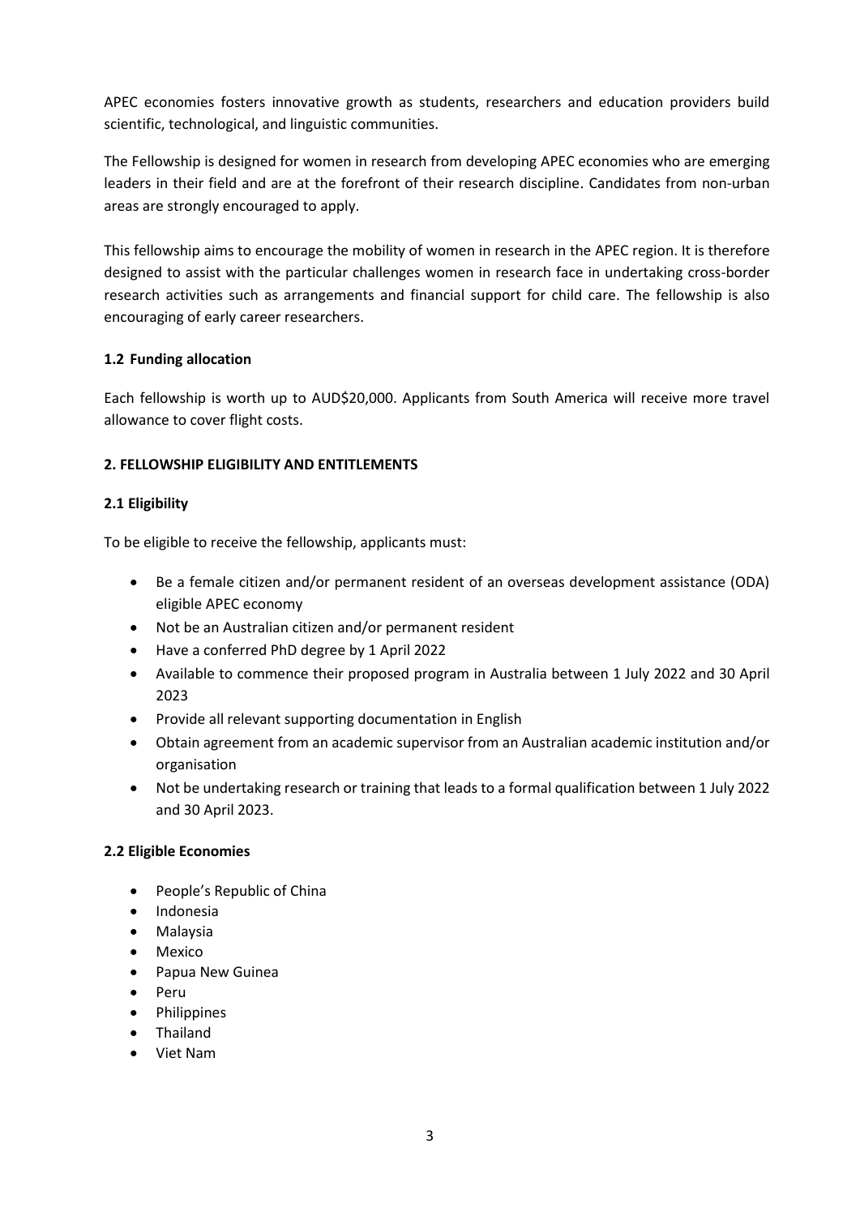APEC economies fosters innovative growth as students, researchers and education providers build scientific, technological, and linguistic communities.

The Fellowship is designed for women in research from developing APEC economies who are emerging leaders in their field and are at the forefront of their research discipline. Candidates from non-urban areas are strongly encouraged to apply.

This fellowship aims to encourage the mobility of women in research in the APEC region. It is therefore designed to assist with the particular challenges women in research face in undertaking cross-border research activities such as arrangements and financial support for child care. The fellowship is also encouraging of early career researchers.

### 1.2 Funding allocation

Each fellowship is worth up to AUD$20,000. Applicants from South America will receive more travel allowance to cover flight costs.

## 2. FELLOWSHIP ELIGIBILITY AND ENTITLEMENTS

### 2.1 Eligibility

To be eligible to receive the fellowship, applicants must:

- Be a female citizen and/or permanent resident of an overseas development assistance (ODA) eligible APEC economy
- Not be an Australian citizen and/or permanent resident
- Have a conferred PhD degree by 1 April 2022
- Available to commence their proposed program in Australia between 1 July 2022 and 30 April 2023
- Provide all relevant supporting documentation in English
- Obtain agreement from an academic supervisor from an Australian academic institution and/or organisation
- Not be undertaking research or training that leads to a formal qualification between 1 July 2022 and 30 April 2023.

### 2.2 Eligible Economies

- People's Republic of China
- Indonesia
- Malaysia
- Mexico
- Papua New Guinea
- Peru
- Philippines
- Thailand
- Viet Nam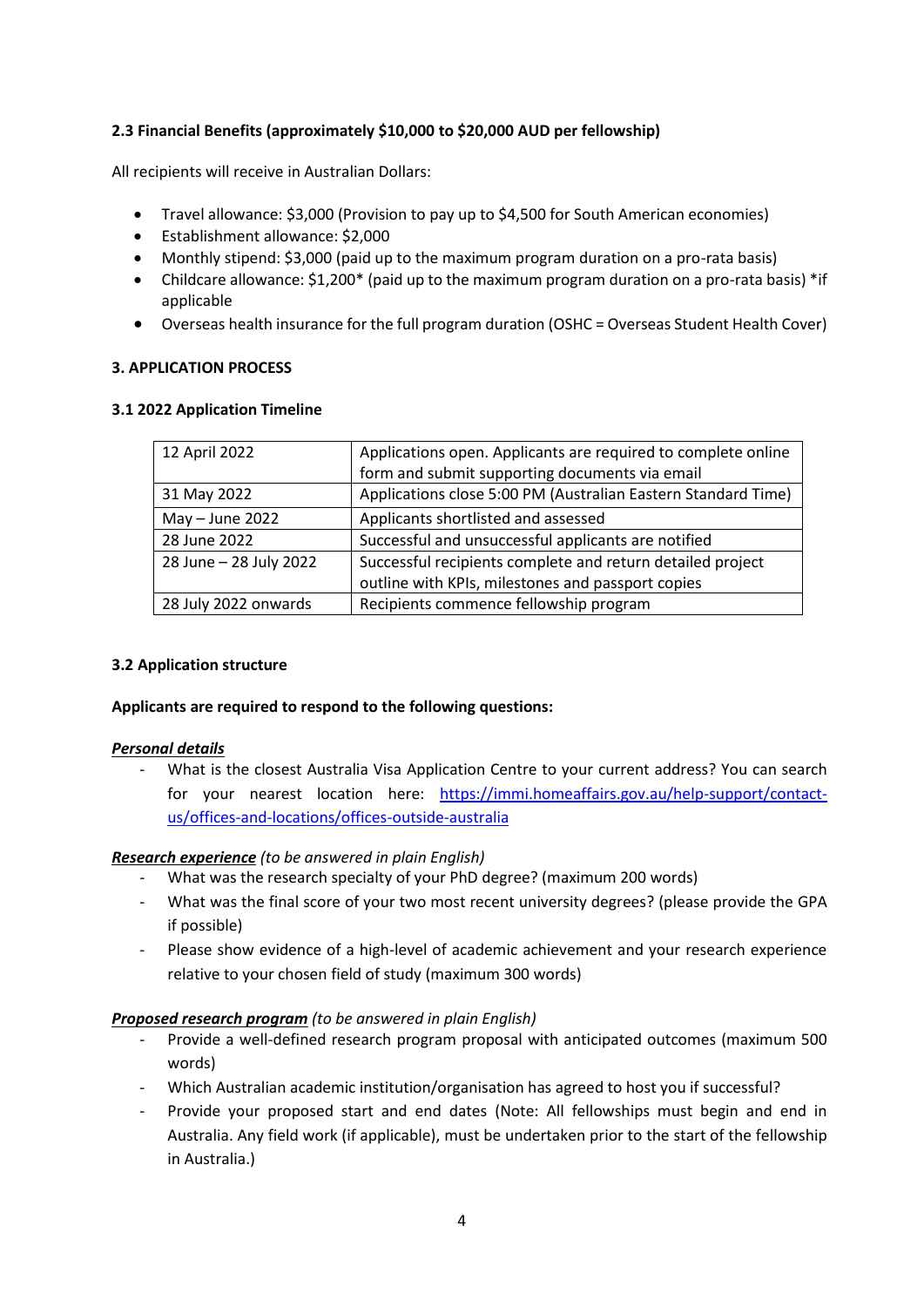### 2.3 Financial Benefits (approximately $10,000 to $20,000 AUD per fellowship)

All recipients will receive in Australian Dollars:

- Travel allowance: $3,000 (Provision to pay up to $4,500 for South American economies)
- Establishment allowance: $2,000
- Monthly stipend: $3,000 (paid up to the maximum program duration on a pro-rata basis)
- Childcare allowance: $1,200* (paid up to the maximum program duration on a pro-rata basis) *if applicable
- Overseas health insurance for the full program duration (OSHC = Overseas Student Health Cover)

## 3. APPLICATION PROCESS

### 3.1 2022 Application Timeline

| | |
|---|---|
| 12 April 2022 | Applications open. Applicants are required to complete online form and submit supporting documents via email |
| 31 May 2022 | Applications close 5:00 PM (Australian Eastern Standard Time) |
| May – June 2022 | Applicants shortlisted and assessed |
| 28 June 2022 | Successful and unsuccessful applicants are notified |
| 28 June – 28 July 2022 | Successful recipients complete and return detailed project outline with KPIs, milestones and passport copies |
| 28 July 2022 onwards | Recipients commence fellowship program |

### 3.2 Application structure

**Applicants are required to respond to the following questions:**

***Personal details***

- What is the closest Australia Visa Application Centre to your current address? You can search for your nearest location here: https://immi.homeaffairs.gov.au/help-support/contact-us/offices-and-locations/offices-outside-australia

***Research experience*** *(to be answered in plain English)*

- What was the research specialty of your PhD degree? (maximum 200 words)
- What was the final score of your two most recent university degrees? (please provide the GPA if possible)
- Please show evidence of a high-level of academic achievement and your research experience relative to your chosen field of study (maximum 300 words)

***Proposed research program*** *(to be answered in plain English)*

- Provide a well-defined research program proposal with anticipated outcomes (maximum 500 words)
- Which Australian academic institution/organisation has agreed to host you if successful?
- Provide your proposed start and end dates (Note: All fellowships must begin and end in Australia. Any field work (if applicable), must be undertaken prior to the start of the fellowship in Australia.)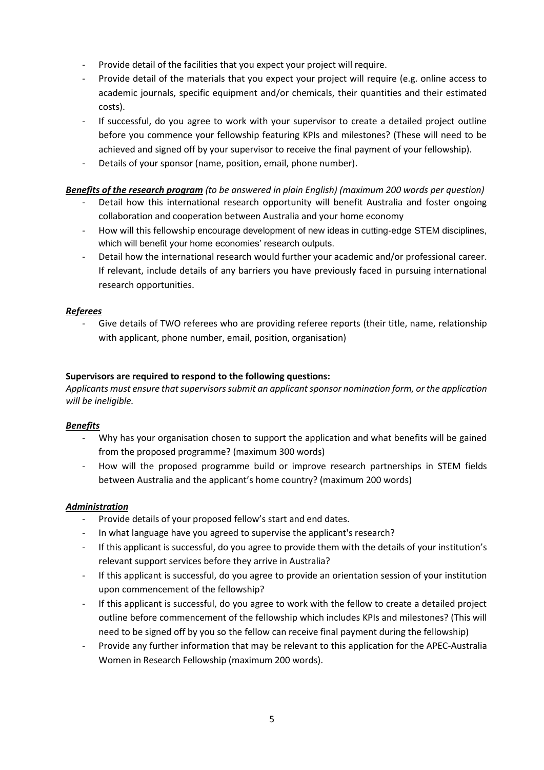- Provide detail of the facilities that you expect your project will require.
- Provide detail of the materials that you expect your project will require (e.g. online access to academic journals, specific equipment and/or chemicals, their quantities and their estimated costs).
- If successful, do you agree to work with your supervisor to create a detailed project outline before you commence your fellowship featuring KPIs and milestones? (These will need to be achieved and signed off by your supervisor to receive the final payment of your fellowship).
- Details of your sponsor (name, position, email, phone number).

***Benefits of the research program*** *(to be answered in plain English) (maximum 200 words per question)*

- Detail how this international research opportunity will benefit Australia and foster ongoing collaboration and cooperation between Australia and your home economy
- How will this fellowship encourage development of new ideas in cutting-edge STEM disciplines, which will benefit your home economies' research outputs.
- Detail how the international research would further your academic and/or professional career. If relevant, include details of any barriers you have previously faced in pursuing international research opportunities.

***Referees***

- Give details of TWO referees who are providing referee reports (their title, name, relationship with applicant, phone number, email, position, organisation)

**Supervisors are required to respond to the following questions:**

*Applicants must ensure that supervisors submit an applicant sponsor nomination form, or the application will be ineligible.*

***Benefits***

- Why has your organisation chosen to support the application and what benefits will be gained from the proposed programme? (maximum 300 words)
- How will the proposed programme build or improve research partnerships in STEM fields between Australia and the applicant's home country? (maximum 200 words)

***Administration***

- Provide details of your proposed fellow's start and end dates.
- In what language have you agreed to supervise the applicant's research?
- If this applicant is successful, do you agree to provide them with the details of your institution's relevant support services before they arrive in Australia?
- If this applicant is successful, do you agree to provide an orientation session of your institution upon commencement of the fellowship?
- If this applicant is successful, do you agree to work with the fellow to create a detailed project outline before commencement of the fellowship which includes KPIs and milestones? (This will need to be signed off by you so the fellow can receive final payment during the fellowship)
- Provide any further information that may be relevant to this application for the APEC-Australia Women in Research Fellowship (maximum 200 words).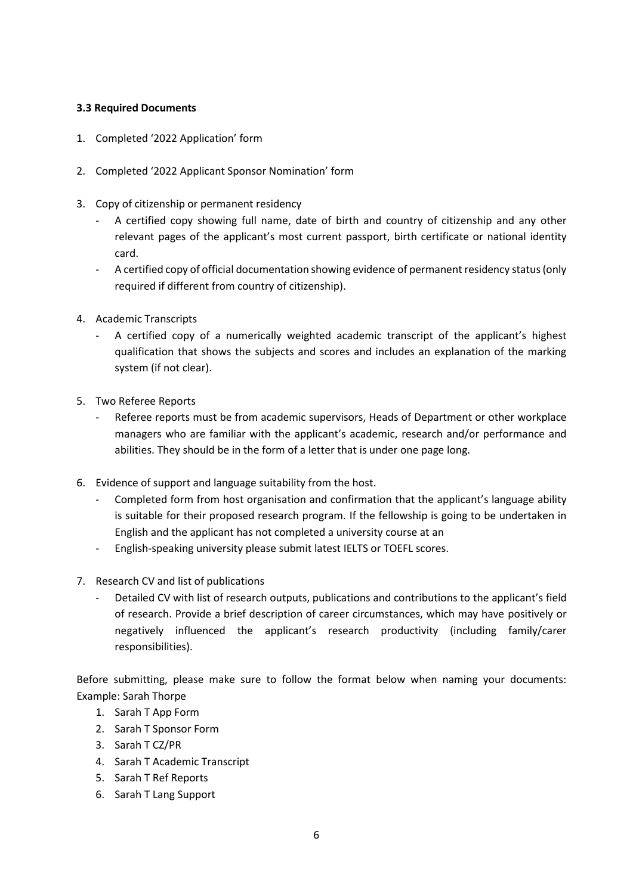**3.3 Required Documents**

1. Completed '2022 Application' form

2. Completed '2022 Applicant Sponsor Nomination' form

3. Copy of citizenship or permanent residency
   - A certified copy showing full name, date of birth and country of citizenship and any other relevant pages of the applicant's most current passport, birth certificate or national identity card.
   - A certified copy of official documentation showing evidence of permanent residency status (only required if different from country of citizenship).

4. Academic Transcripts
   - A certified copy of a numerically weighted academic transcript of the applicant's highest qualification that shows the subjects and scores and includes an explanation of the marking system (if not clear).

5. Two Referee Reports
   - Referee reports must be from academic supervisors, Heads of Department or other workplace managers who are familiar with the applicant's academic, research and/or performance and abilities. They should be in the form of a letter that is under one page long.

6. Evidence of support and language suitability from the host.
   - Completed form from host organisation and confirmation that the applicant's language ability is suitable for their proposed research program. If the fellowship is going to be undertaken in English and the applicant has not completed a university course at an
   - English-speaking university please submit latest IELTS or TOEFL scores.

7. Research CV and list of publications
   - Detailed CV with list of research outputs, publications and contributions to the applicant's field of research. Provide a brief description of career circumstances, which may have positively or negatively influenced the applicant's research productivity (including family/carer responsibilities).

Before submitting, please make sure to follow the format below when naming your documents: Example: Sarah Thorpe

1. Sarah T App Form
2. Sarah T Sponsor Form
3. Sarah T CZ/PR
4. Sarah T Academic Transcript
5. Sarah T Ref Reports
6. Sarah T Lang Support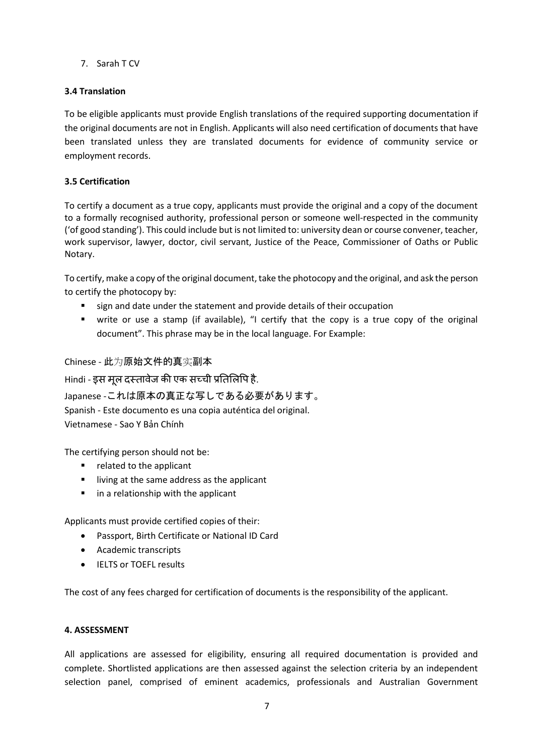7. Sarah T CV

### 3.4 Translation

To be eligible applicants must provide English translations of the required supporting documentation if the original documents are not in English. Applicants will also need certification of documents that have been translated unless they are translated documents for evidence of community service or employment records.

### 3.5 Certification

To certify a document as a true copy, applicants must provide the original and a copy of the document to a formally recognised authority, professional person or someone well-respected in the community ('of good standing'). This could include but is not limited to: university dean or course convener, teacher, work supervisor, lawyer, doctor, civil servant, Justice of the Peace, Commissioner of Oaths or Public Notary.

To certify, make a copy of the original document, take the photocopy and the original, and ask the person to certify the photocopy by:

- sign and date under the statement and provide details of their occupation
- write or use a stamp (if available), "I certify that the copy is a true copy of the original document". This phrase may be in the local language. For Example:

Chinese - 此为原始文件的真实副本

Hindi - इस मूल दस्तावेज की एक सच्ची प्रतिलिपि है.

Japanese -これは原本の真正な写しである必要があります。

Spanish - Este documento es una copia auténtica del original.

Vietnamese - Sao Y Bản Chính

The certifying person should not be:

- related to the applicant
- living at the same address as the applicant
- in a relationship with the applicant

Applicants must provide certified copies of their:

- Passport, Birth Certificate or National ID Card
- Academic transcripts
- IELTS or TOEFL results

The cost of any fees charged for certification of documents is the responsibility of the applicant.

## 4. ASSESSMENT

All applications are assessed for eligibility, ensuring all required documentation is provided and complete. Shortlisted applications are then assessed against the selection criteria by an independent selection panel, comprised of eminent academics, professionals and Australian Government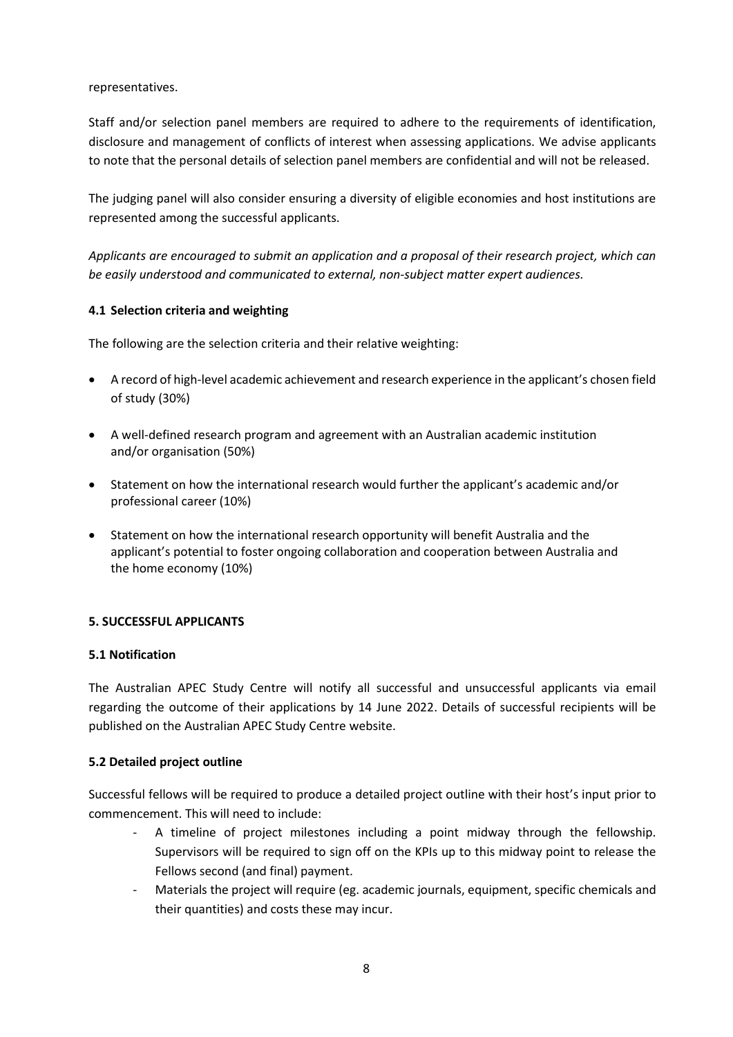representatives.

Staff and/or selection panel members are required to adhere to the requirements of identification, disclosure and management of conflicts of interest when assessing applications. We advise applicants to note that the personal details of selection panel members are confidential and will not be released.

The judging panel will also consider ensuring a diversity of eligible economies and host institutions are represented among the successful applicants.

*Applicants are encouraged to submit an application and a proposal of their research project, which can be easily understood and communicated to external, non-subject matter expert audiences.*

### 4.1 Selection criteria and weighting

The following are the selection criteria and their relative weighting:

- A record of high-level academic achievement and research experience in the applicant's chosen field of study (30%)
- A well-defined research program and agreement with an Australian academic institution and/or organisation (50%)
- Statement on how the international research would further the applicant's academic and/or professional career (10%)
- Statement on how the international research opportunity will benefit Australia and the applicant's potential to foster ongoing collaboration and cooperation between Australia and the home economy (10%)

## 5. SUCCESSFUL APPLICANTS

### 5.1 Notification

The Australian APEC Study Centre will notify all successful and unsuccessful applicants via email regarding the outcome of their applications by 14 June 2022. Details of successful recipients will be published on the Australian APEC Study Centre website.

### 5.2 Detailed project outline

Successful fellows will be required to produce a detailed project outline with their host's input prior to commencement. This will need to include:

- A timeline of project milestones including a point midway through the fellowship. Supervisors will be required to sign off on the KPIs up to this midway point to release the Fellows second (and final) payment.
- Materials the project will require (eg. academic journals, equipment, specific chemicals and their quantities) and costs these may incur.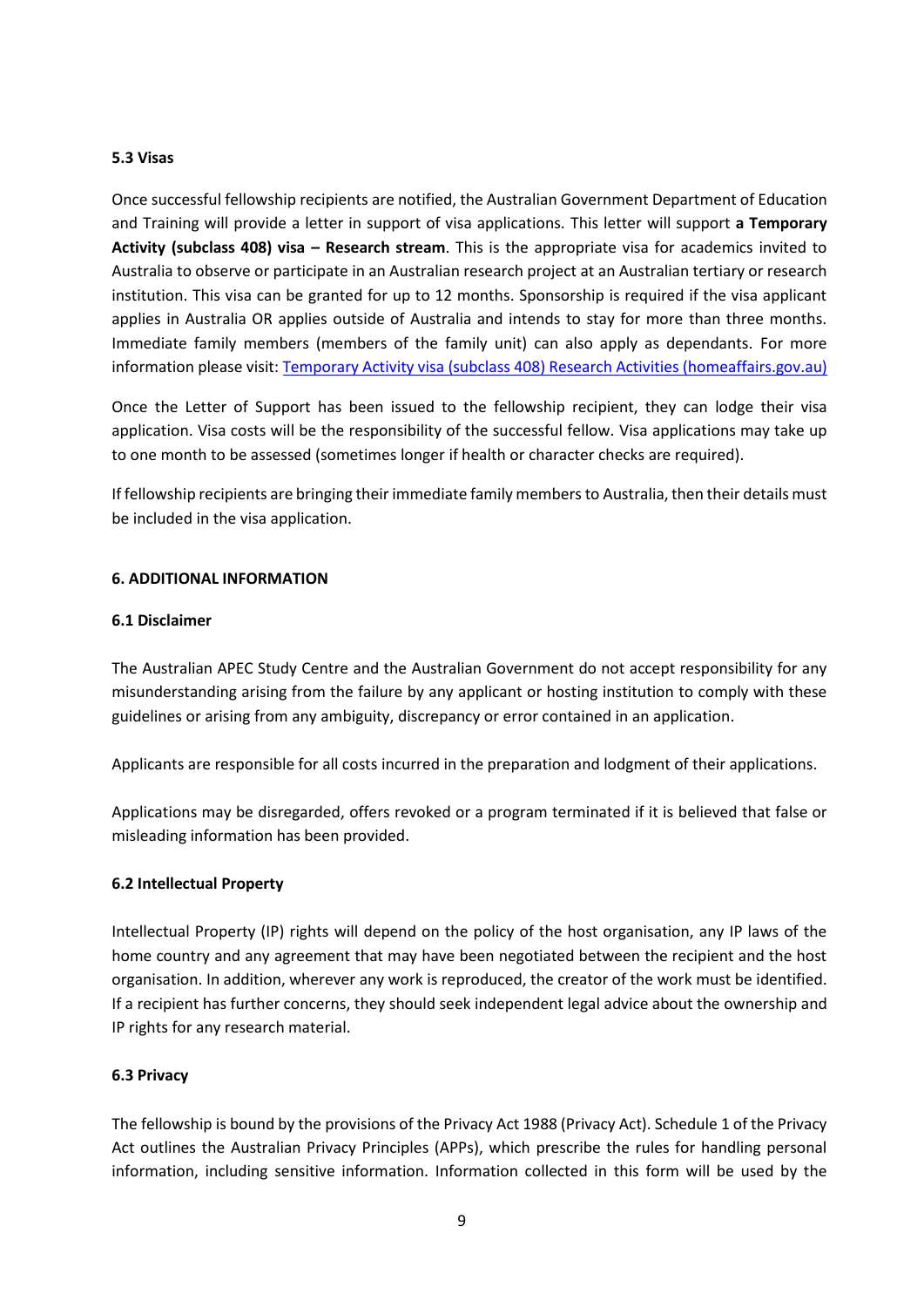### 5.3 Visas

Once successful fellowship recipients are notified, the Australian Government Department of Education and Training will provide a letter in support of visa applications. This letter will support **a Temporary Activity (subclass 408) visa – Research stream**. This is the appropriate visa for academics invited to Australia to observe or participate in an Australian research project at an Australian tertiary or research institution. This visa can be granted for up to 12 months. Sponsorship is required if the visa applicant applies in Australia OR applies outside of Australia and intends to stay for more than three months. Immediate family members (members of the family unit) can also apply as dependants. For more information please visit: [Temporary Activity visa (subclass 408) Research Activities (homeaffairs.gov.au)]

Once the Letter of Support has been issued to the fellowship recipient, they can lodge their visa application. Visa costs will be the responsibility of the successful fellow. Visa applications may take up to one month to be assessed (sometimes longer if health or character checks are required).

If fellowship recipients are bringing their immediate family members to Australia, then their details must be included in the visa application.

## 6. ADDITIONAL INFORMATION

### 6.1 Disclaimer

The Australian APEC Study Centre and the Australian Government do not accept responsibility for any misunderstanding arising from the failure by any applicant or hosting institution to comply with these guidelines or arising from any ambiguity, discrepancy or error contained in an application.

Applicants are responsible for all costs incurred in the preparation and lodgment of their applications.

Applications may be disregarded, offers revoked or a program terminated if it is believed that false or misleading information has been provided.

### 6.2 Intellectual Property

Intellectual Property (IP) rights will depend on the policy of the host organisation, any IP laws of the home country and any agreement that may have been negotiated between the recipient and the host organisation. In addition, wherever any work is reproduced, the creator of the work must be identified. If a recipient has further concerns, they should seek independent legal advice about the ownership and IP rights for any research material.

### 6.3 Privacy

The fellowship is bound by the provisions of the Privacy Act 1988 (Privacy Act). Schedule 1 of the Privacy Act outlines the Australian Privacy Principles (APPs), which prescribe the rules for handling personal information, including sensitive information. Information collected in this form will be used by the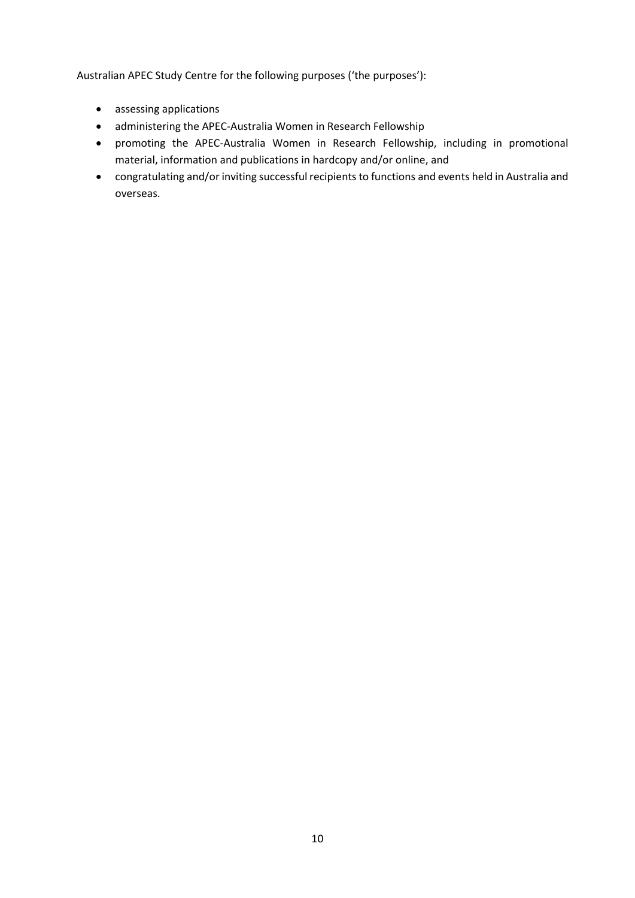Australian APEC Study Centre for the following purposes ('the purposes'):

- assessing applications
- administering the APEC-Australia Women in Research Fellowship
- promoting the APEC-Australia Women in Research Fellowship, including in promotional material, information and publications in hardcopy and/or online, and
- congratulating and/or inviting successful recipients to functions and events held in Australia and overseas.